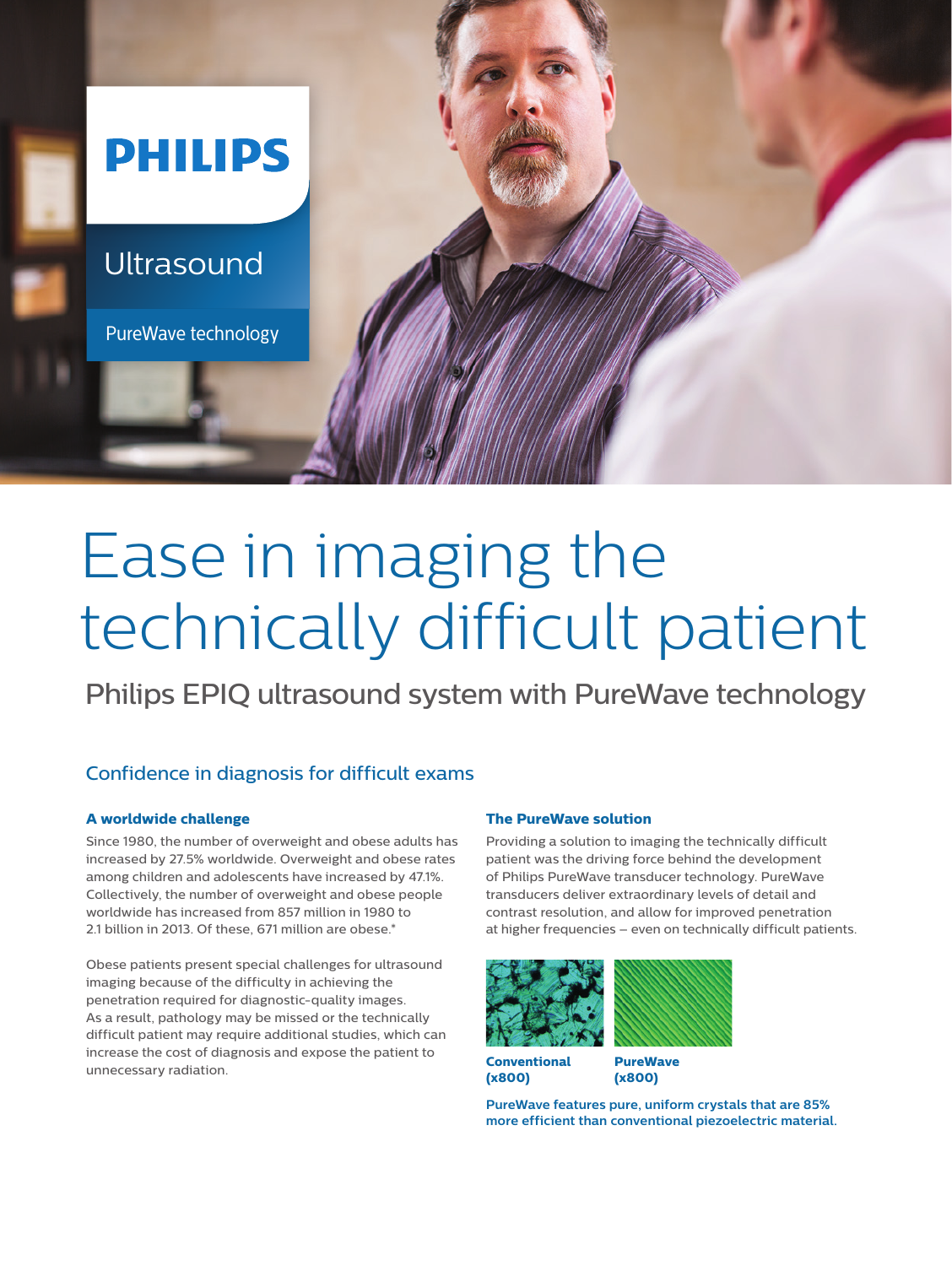PHILIPS

Ultrasound

PureWave technology

# Ease in imaging the technically difficult patient

## Philips EPIQ ultrasound system with PureWave technology

### Confidence in diagnosis for difficult exams

**A worldwide challenge**

Since 1980, the number of overweight and obese adults has increased by 27.5% worldwide. Overweight and obese rates among children and adolescents have increased by 47.1%. Collectively, the number of overweight and obese people worldwide has increased from 857 million in 1980 to 2.1 billion in 2013. Of these, 671 million are obese.*

Obese patients present special challenges for ultrasound imaging because of the difficulty in achieving the penetration required for diagnostic-quality images. As a result, pathology may be missed or the technically difficult patient may require additional studies, which can increase the cost of diagnosis and expose the patient to unnecessary radiation.

**The PureWave solution**

Providing a solution to imaging the technically difficult patient was the driving force behind the development of Philips PureWave transducer technology. PureWave transducers deliver extraordinary levels of detail and contrast resolution, and allow for improved penetration at higher frequencies – even on technically difficult patients.

**Conventional (x800)**

**PureWave (x800)**

**PureWave features pure, uniform crystals that are 85% more efficient than conventional piezoelectric material.**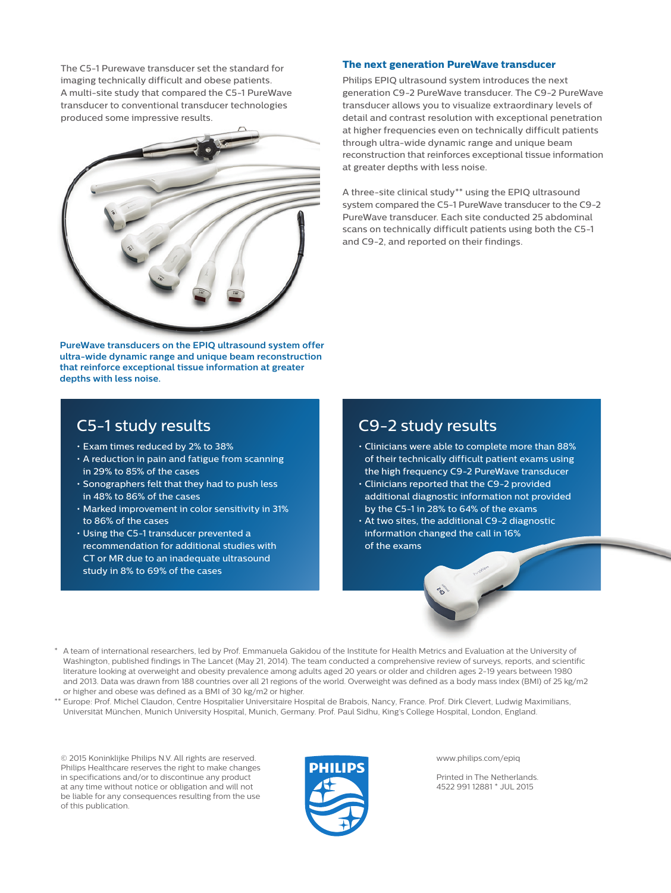The C5-1 Purewave transducer set the standard for imaging technically difficult and obese patients. A multi-site study that compared the C5-1 PureWave transducer to conventional transducer technologies produced some impressive results.

**PureWave transducers on the EPIQ ultrasound system offer ultra-wide dynamic range and unique beam reconstruction that reinforce exceptional tissue information at greater depths with less noise.**

### The next generation PureWave transducer

Philips EPIQ ultrasound system introduces the next generation C9-2 PureWave transducer. The C9-2 PureWave transducer allows you to visualize extraordinary levels of detail and contrast resolution with exceptional penetration at higher frequencies even on technically difficult patients through ultra-wide dynamic range and unique beam reconstruction that reinforces exceptional tissue information at greater depths with less noise.

A three-site clinical study** using the EPIQ ultrasound system compared the C5-1 PureWave transducer to the C9-2 PureWave transducer. Each site conducted 25 abdominal scans on technically difficult patients using both the C5-1 and C9-2, and reported on their findings.

## C5-1 study results

- Exam times reduced by 2% to 38%
- A reduction in pain and fatigue from scanning in 29% to 85% of the cases
- Sonographers felt that they had to push less in 48% to 86% of the cases
- Marked improvement in color sensitivity in 31% to 86% of the cases
- Using the C5-1 transducer prevented a recommendation for additional studies with CT or MR due to an inadequate ultrasound study in 8% to 69% of the cases

## C9-2 study results

- Clinicians were able to complete more than 88% of their technically difficult patient exams using the high frequency C9-2 PureWave transducer
- Clinicians reported that the C9-2 provided additional diagnostic information not provided by the C5-1 in 28% to 64% of the exams
- At two sites, the additional C9-2 diagnostic information changed the call in 16% of the exams

\* A team of international researchers, led by Prof. Emmanuela Gakidou of the Institute for Health Metrics and Evaluation at the University of Washington, published findings in The Lancet (May 21, 2014). The team conducted a comprehensive review of surveys, reports, and scientific literature looking at overweight and obesity prevalence among adults aged 20 years or older and children ages 2-19 years between 1980 and 2013. Data was drawn from 188 countries over all 21 regions of the world. Overweight was defined as a body mass index (BMI) of 25 kg/m2 or higher and obese was defined as a BMI of 30 kg/m2 or higher.

\** Europe: Prof. Michel Claudon, Centre Hospitalier Universitaire Hospital de Brabois, Nancy, France. Prof. Dirk Clevert, Ludwig Maximilians, Universität München, Munich University Hospital, Munich, Germany. Prof. Paul Sidhu, King's College Hospital, London, England.

© 2015 Koninklijke Philips N.V. All rights are reserved. Philips Healthcare reserves the right to make changes in specifications and/or to discontinue any product at any time without notice or obligation and will not be liable for any consequences resulting from the use of this publication.

PHILIPS

www.philips.com/epiq

Printed in The Netherlands.
4522 991 12881 * JUL 2015